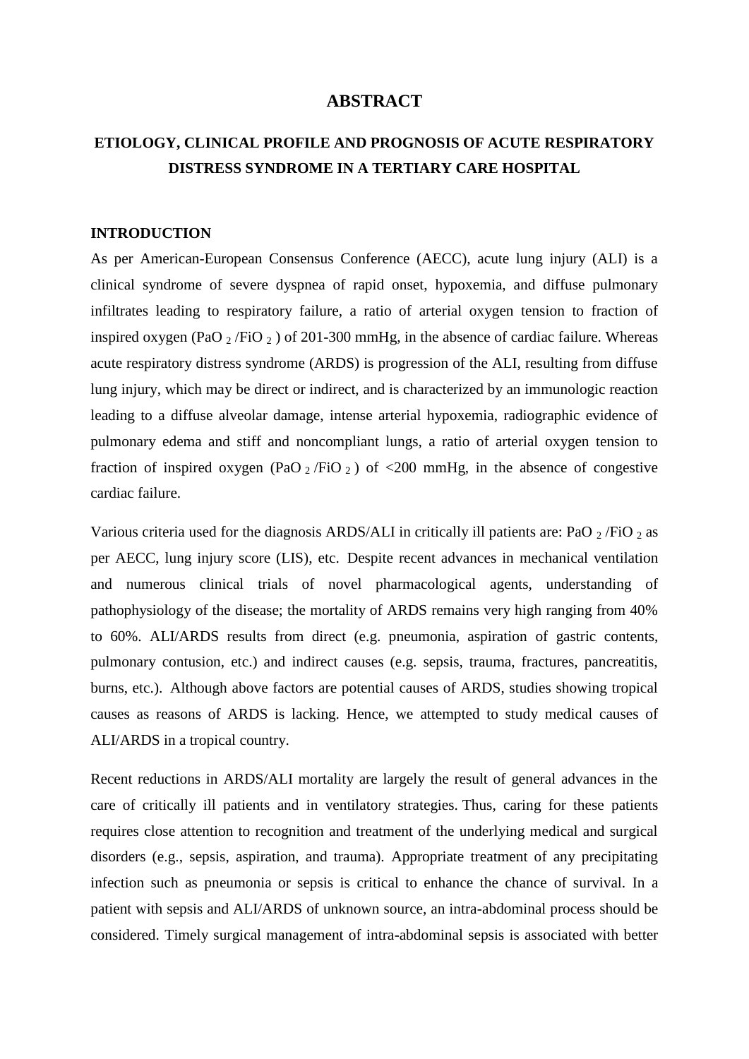# ABSTRACT

## ETIOLOGY, CLINICAL PROFILE AND PROGNOSIS OF ACUTE RESPIRATORY DISTRESS SYNDROME IN A TERTIARY CARE HOSPITAL

### INTRODUCTION

As per American-European Consensus Conference (AECC), acute lung injury (ALI) is a clinical syndrome of severe dyspnea of rapid onset, hypoxemia, and diffuse pulmonary infiltrates leading to respiratory failure, a ratio of arterial oxygen tension to fraction of inspired oxygen ($PaO_2/FiO_2$) of 201-300 mmHg, in the absence of cardiac failure. Whereas acute respiratory distress syndrome (ARDS) is progression of the ALI, resulting from diffuse lung injury, which may be direct or indirect, and is characterized by an immunologic reaction leading to a diffuse alveolar damage, intense arterial hypoxemia, radiographic evidence of pulmonary edema and stiff and noncompliant lungs, a ratio of arterial oxygen tension to fraction of inspired oxygen ($PaO_2/FiO_2$) of <200 mmHg, in the absence of congestive cardiac failure.

Various criteria used for the diagnosis ARDS/ALI in critically ill patients are: $PaO_2/FiO_2$ as per AECC, lung injury score (LIS), etc. Despite recent advances in mechanical ventilation and numerous clinical trials of novel pharmacological agents, understanding of pathophysiology of the disease; the mortality of ARDS remains very high ranging from 40% to 60%. ALI/ARDS results from direct (e.g. pneumonia, aspiration of gastric contents, pulmonary contusion, etc.) and indirect causes (e.g. sepsis, trauma, fractures, pancreatitis, burns, etc.). Although above factors are potential causes of ARDS, studies showing tropical causes as reasons of ARDS is lacking. Hence, we attempted to study medical causes of ALI/ARDS in a tropical country.

Recent reductions in ARDS/ALI mortality are largely the result of general advances in the care of critically ill patients and in ventilatory strategies. Thus, caring for these patients requires close attention to recognition and treatment of the underlying medical and surgical disorders (e.g., sepsis, aspiration, and trauma). Appropriate treatment of any precipitating infection such as pneumonia or sepsis is critical to enhance the chance of survival. In a patient with sepsis and ALI/ARDS of unknown source, an intra-abdominal process should be considered. Timely surgical management of intra-abdominal sepsis is associated with better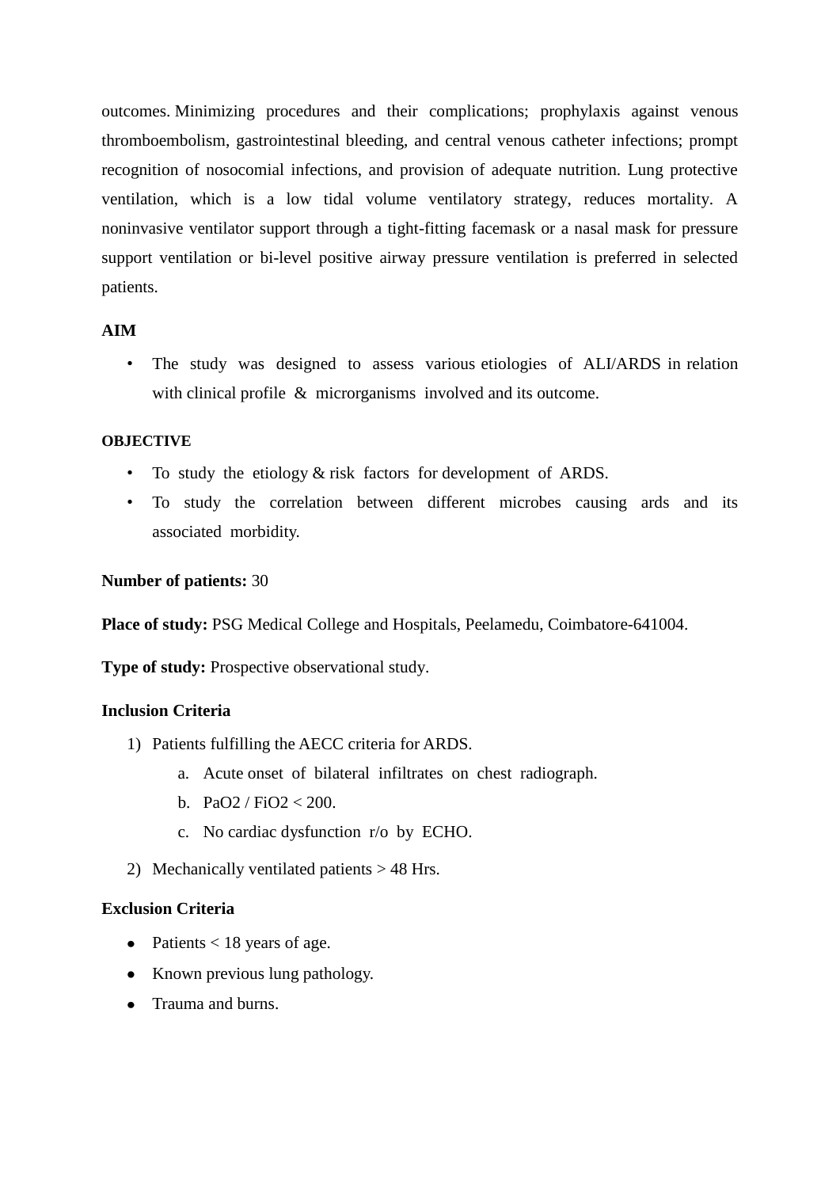outcomes. Minimizing procedures and their complications; prophylaxis against venous thromboembolism, gastrointestinal bleeding, and central venous catheter infections; prompt recognition of nosocomial infections, and provision of adequate nutrition. Lung protective ventilation, which is a low tidal volume ventilatory strategy, reduces mortality. A noninvasive ventilator support through a tight-fitting facemask or a nasal mask for pressure support ventilation or bi-level positive airway pressure ventilation is preferred in selected patients.

**AIM**

- The study was designed to assess various etiologies of ALI/ARDS in relation with clinical profile & microrganisms involved and its outcome.

**OBJECTIVE**

- To study the etiology & risk factors for development of ARDS.
- To study the correlation between different microbes causing ards and its associated morbidity.

**Number of patients:** 30

**Place of study:** PSG Medical College and Hospitals, Peelamedu, Coimbatore-641004.

**Type of study:** Prospective observational study.

**Inclusion Criteria**

1) Patients fulfilling the AECC criteria for ARDS.
    a. Acute onset of bilateral infiltrates on chest radiograph.
    b. $PaO_2 / FiO_2 < 200$.
    c. No cardiac dysfunction r/o by ECHO.
2) Mechanically ventilated patients > 48 Hrs.

**Exclusion Criteria**

- Patients < 18 years of age.
- Known previous lung pathology.
- Trauma and burns.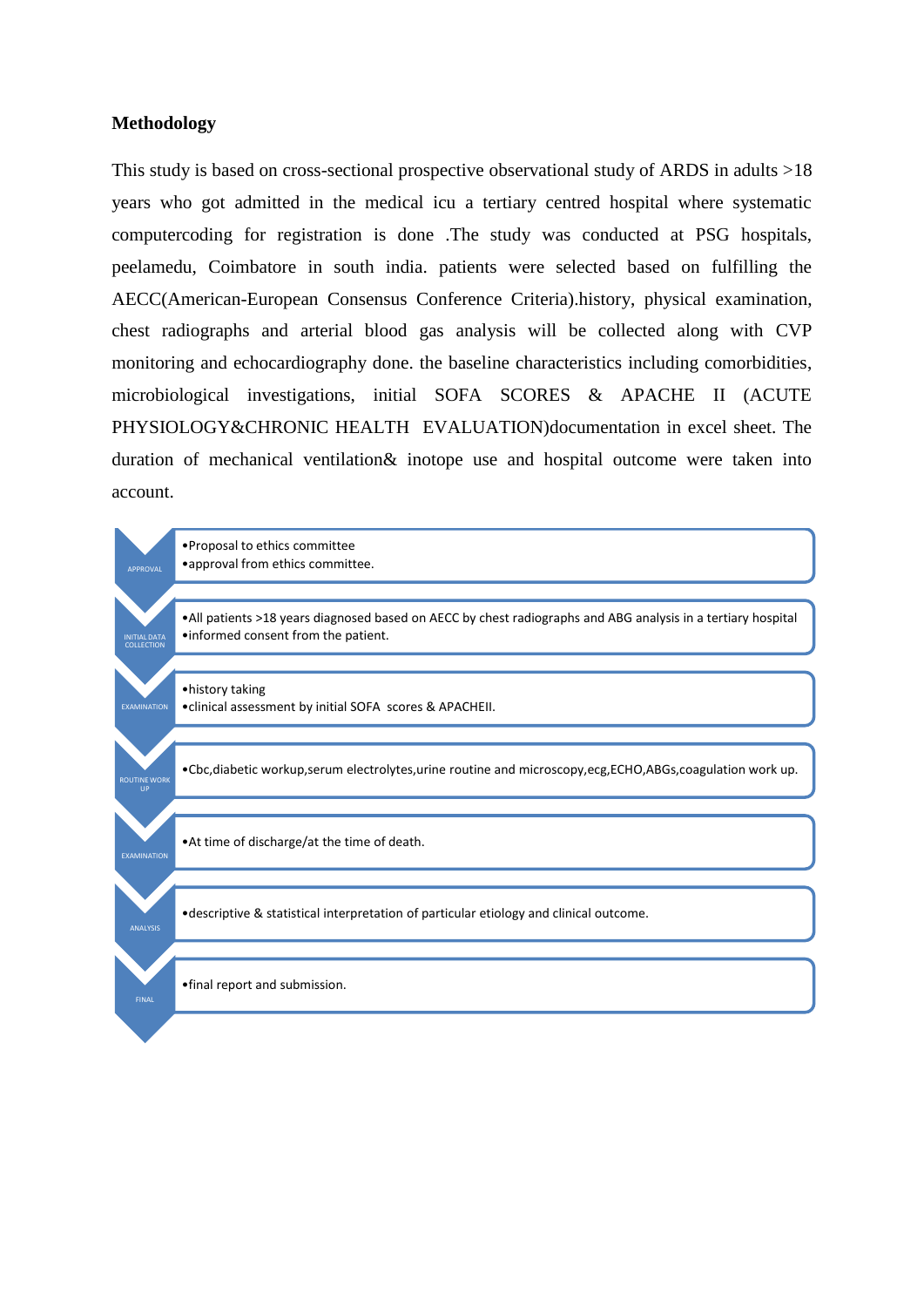**Methodology**

This study is based on cross-sectional prospective observational study of ARDS in adults >18 years who got admitted in the medical icu a tertiary centred hospital where systematic computercoding for registration is done .The study was conducted at PSG hospitals, peelamedu, Coimbatore in south india. patients were selected based on fulfilling the AECC(American-European Consensus Conference Criteria).history, physical examination, chest radiographs and arterial blood gas analysis will be collected along with CVP monitoring and echocardiography done. the baseline characteristics including comorbidities, microbiological investigations, initial SOFA SCORES & APACHE II (ACUTE PHYSIOLOGY&CHRONIC HEALTH EVALUATION)documentation in excel sheet. The duration of mechanical ventilation& inotope use and hospital outcome were taken into account.

APPROVAL
- Proposal to ethics committee
- approval from ethics committee.

INITIAL DATA COLLECTION
- All patients >18 years diagnosed based on AECC by chest radiographs and ABG analysis in a tertiary hospital
- informed consent from the patient.

EXAMINATION
- history taking
- clinical assessment by initial SOFA scores & APACHEII.

ROUTINE WORK UP
- Cbc,diabetic workup,serum electrolytes,urine routine and microscopy,ecg,ECHO,ABGs,coagulation work up.

EXAMINATION
- At time of discharge/at the time of death.

ANALYSIS
- descriptive & statistical interpretation of particular etiology and clinical outcome.

FINAL
- final report and submission.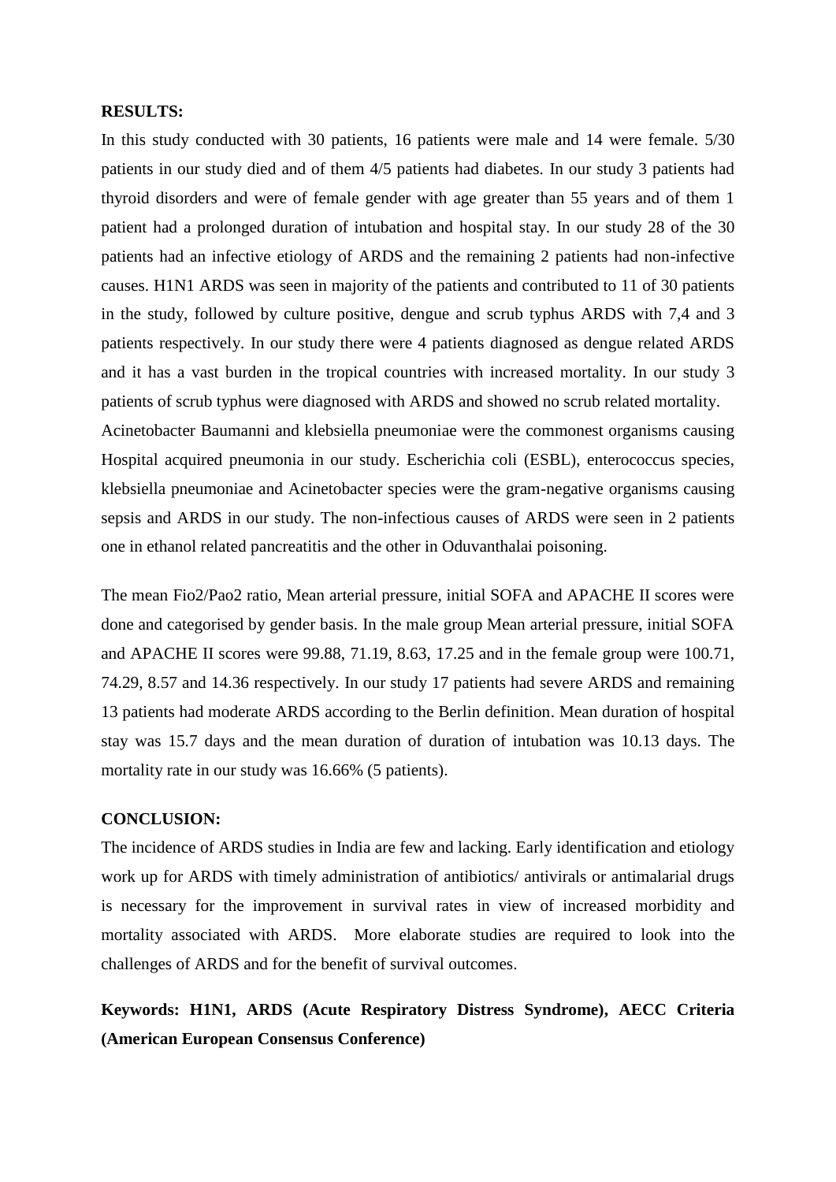**RESULTS:**

In this study conducted with 30 patients, 16 patients were male and 14 were female. 5/30 patients in our study died and of them 4/5 patients had diabetes. In our study 3 patients had thyroid disorders and were of female gender with age greater than 55 years and of them 1 patient had a prolonged duration of intubation and hospital stay. In our study 28 of the 30 patients had an infective etiology of ARDS and the remaining 2 patients had non-infective causes. H1N1 ARDS was seen in majority of the patients and contributed to 11 of 30 patients in the study, followed by culture positive, dengue and scrub typhus ARDS with 7,4 and 3 patients respectively. In our study there were 4 patients diagnosed as dengue related ARDS and it has a vast burden in the tropical countries with increased mortality. In our study 3 patients of scrub typhus were diagnosed with ARDS and showed no scrub related mortality. Acinetobacter Baumanni and klebsiella pneumoniae were the commonest organisms causing Hospital acquired pneumonia in our study. Escherichia coli (ESBL), enterococcus species, klebsiella pneumoniae and Acinetobacter species were the gram-negative organisms causing sepsis and ARDS in our study. The non-infectious causes of ARDS were seen in 2 patients one in ethanol related pancreatitis and the other in Oduvanthalai poisoning.

The mean Fio2/Pao2 ratio, Mean arterial pressure, initial SOFA and APACHE II scores were done and categorised by gender basis. In the male group Mean arterial pressure, initial SOFA and APACHE II scores were 99.88, 71.19, 8.63, 17.25 and in the female group were 100.71, 74.29, 8.57 and 14.36 respectively. In our study 17 patients had severe ARDS and remaining 13 patients had moderate ARDS according to the Berlin definition. Mean duration of hospital stay was 15.7 days and the mean duration of duration of intubation was 10.13 days. The mortality rate in our study was 16.66% (5 patients).

**CONCLUSION:**

The incidence of ARDS studies in India are few and lacking. Early identification and etiology work up for ARDS with timely administration of antibiotics/ antivirals or antimalarial drugs is necessary for the improvement in survival rates in view of increased morbidity and mortality associated with ARDS. More elaborate studies are required to look into the challenges of ARDS and for the benefit of survival outcomes.

**Keywords: H1N1, ARDS (Acute Respiratory Distress Syndrome), AECC Criteria (American European Consensus Conference)**